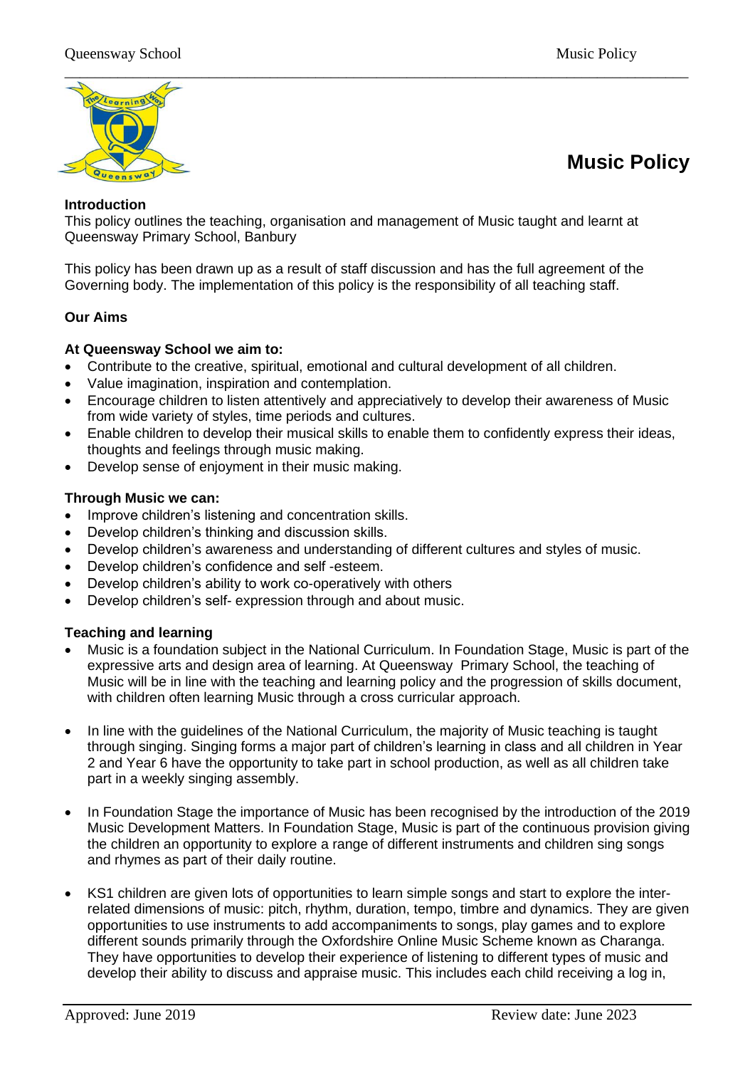# Music Policy

**Introduction**

This policy outlines the teaching, organisation and management of Music taught and learnt at Queensway Primary School, Banbury

This policy has been drawn up as a result of staff discussion and has the full agreement of the Governing body. The implementation of this policy is the responsibility of all teaching staff.

**Our Aims**

**At Queensway School we aim to:**

- Contribute to the creative, spiritual, emotional and cultural development of all children.
- Value imagination, inspiration and contemplation.
- Encourage children to listen attentively and appreciatively to develop their awareness of Music from wide variety of styles, time periods and cultures.
- Enable children to develop their musical skills to enable them to confidently express their ideas, thoughts and feelings through music making.
- Develop sense of enjoyment in their music making.

**Through Music we can:**

- Improve children's listening and concentration skills.
- Develop children's thinking and discussion skills.
- Develop children's awareness and understanding of different cultures and styles of music.
- Develop children's confidence and self -esteem.
- Develop children's ability to work co-operatively with others
- Develop children's self- expression through and about music.

**Teaching and learning**

- Music is a foundation subject in the National Curriculum. In Foundation Stage, Music is part of the expressive arts and design area of learning. At Queensway Primary School, the teaching of Music will be in line with the teaching and learning policy and the progression of skills document, with children often learning Music through a cross curricular approach.

- In line with the guidelines of the National Curriculum, the majority of Music teaching is taught through singing. Singing forms a major part of children's learning in class and all children in Year 2 and Year 6 have the opportunity to take part in school production, as well as all children take part in a weekly singing assembly.

- In Foundation Stage the importance of Music has been recognised by the introduction of the 2019 Music Development Matters. In Foundation Stage, Music is part of the continuous provision giving the children an opportunity to explore a range of different instruments and children sing songs and rhymes as part of their daily routine.

- KS1 children are given lots of opportunities to learn simple songs and start to explore the inter-related dimensions of music: pitch, rhythm, duration, tempo, timbre and dynamics. They are given opportunities to use instruments to add accompaniments to songs, play games and to explore different sounds primarily through the Oxfordshire Online Music Scheme known as Charanga. They have opportunities to develop their experience of listening to different types of music and develop their ability to discuss and appraise music. This includes each child receiving a log in,

Approved: June 2019 Review date: June 2023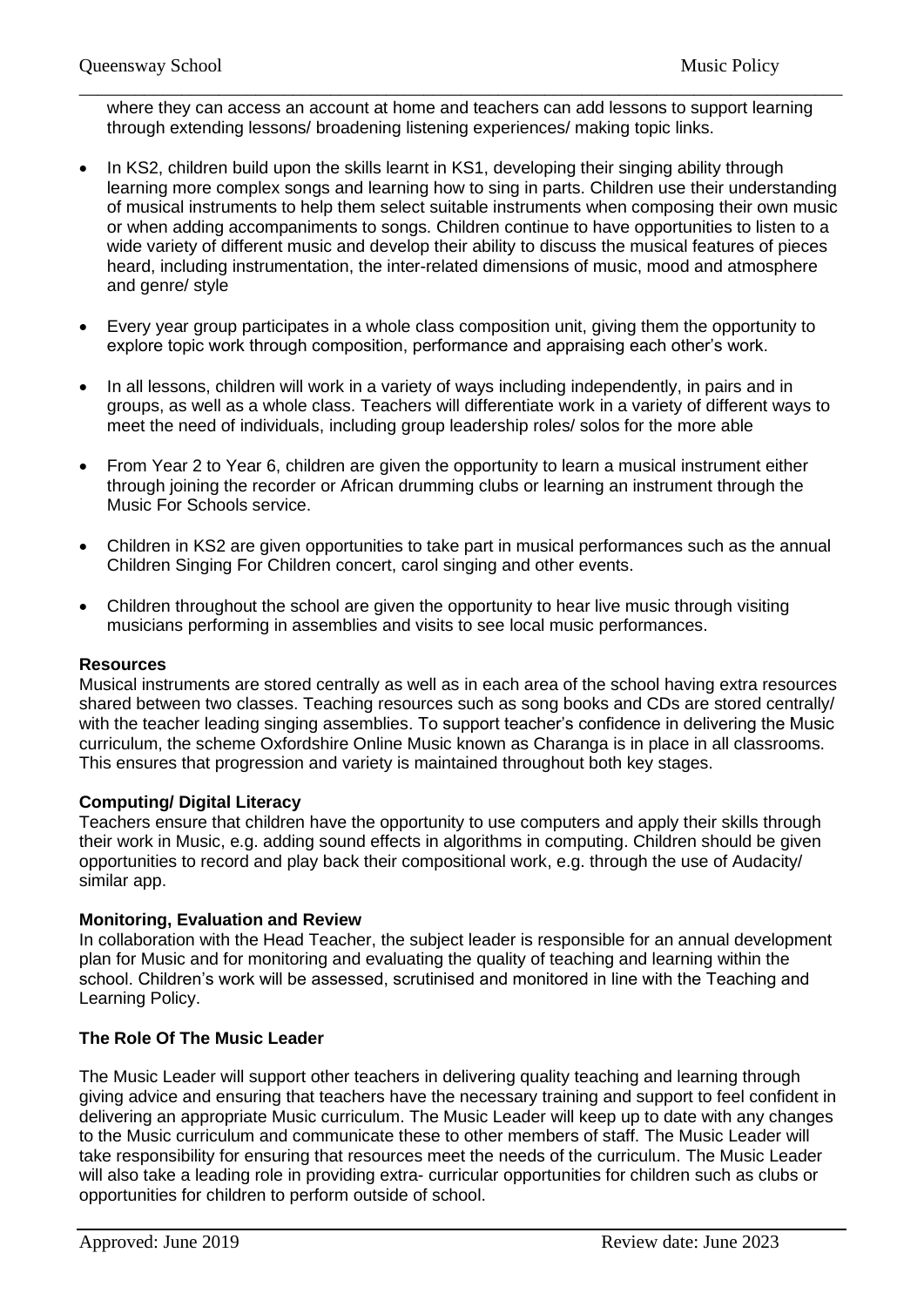where they can access an account at home and teachers can add lessons to support learning through extending lessons/ broadening listening experiences/ making topic links.

- In KS2, children build upon the skills learnt in KS1, developing their singing ability through learning more complex songs and learning how to sing in parts. Children use their understanding of musical instruments to help them select suitable instruments when composing their own music or when adding accompaniments to songs. Children continue to have opportunities to listen to a wide variety of different music and develop their ability to discuss the musical features of pieces heard, including instrumentation, the inter-related dimensions of music, mood and atmosphere and genre/ style

- Every year group participates in a whole class composition unit, giving them the opportunity to explore topic work through composition, performance and appraising each other's work.

- In all lessons, children will work in a variety of ways including independently, in pairs and in groups, as well as a whole class. Teachers will differentiate work in a variety of different ways to meet the need of individuals, including group leadership roles/ solos for the more able

- From Year 2 to Year 6, children are given the opportunity to learn a musical instrument either through joining the recorder or African drumming clubs or learning an instrument through the Music For Schools service.

- Children in KS2 are given opportunities to take part in musical performances such as the annual Children Singing For Children concert, carol singing and other events.

- Children throughout the school are given the opportunity to hear live music through visiting musicians performing in assemblies and visits to see local music performances.

**Resources**

Musical instruments are stored centrally as well as in each area of the school having extra resources shared between two classes. Teaching resources such as song books and CDs are stored centrally/ with the teacher leading singing assemblies. To support teacher's confidence in delivering the Music curriculum, the scheme Oxfordshire Online Music known as Charanga is in place in all classrooms. This ensures that progression and variety is maintained throughout both key stages.

**Computing/ Digital Literacy**

Teachers ensure that children have the opportunity to use computers and apply their skills through their work in Music, e.g. adding sound effects in algorithms in computing. Children should be given opportunities to record and play back their compositional work, e.g. through the use of Audacity/ similar app.

**Monitoring, Evaluation and Review**

In collaboration with the Head Teacher, the subject leader is responsible for an annual development plan for Music and for monitoring and evaluating the quality of teaching and learning within the school. Children's work will be assessed, scrutinised and monitored in line with the Teaching and Learning Policy.

**The Role Of The Music Leader**

The Music Leader will support other teachers in delivering quality teaching and learning through giving advice and ensuring that teachers have the necessary training and support to feel confident in delivering an appropriate Music curriculum. The Music Leader will keep up to date with any changes to the Music curriculum and communicate these to other members of staff. The Music Leader will take responsibility for ensuring that resources meet the needs of the curriculum. The Music Leader will also take a leading role in providing extra- curricular opportunities for children such as clubs or opportunities for children to perform outside of school.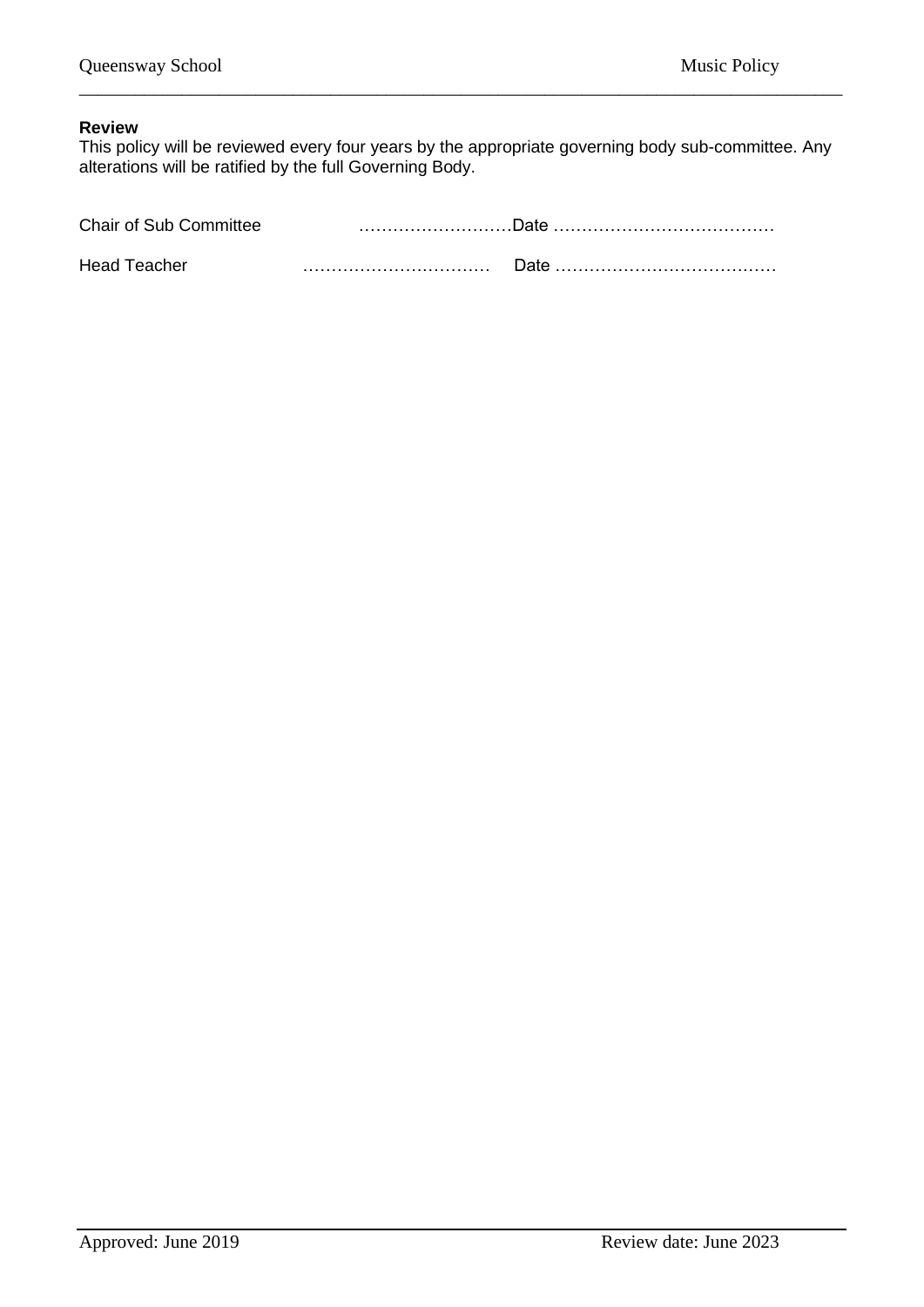**Review**

This policy will be reviewed every four years by the appropriate governing body sub-committee. Any alterations will be ratified by the full Governing Body.

Chair of Sub Committee ………………………Date …………………………………

Head Teacher …………………………… Date …………………………………